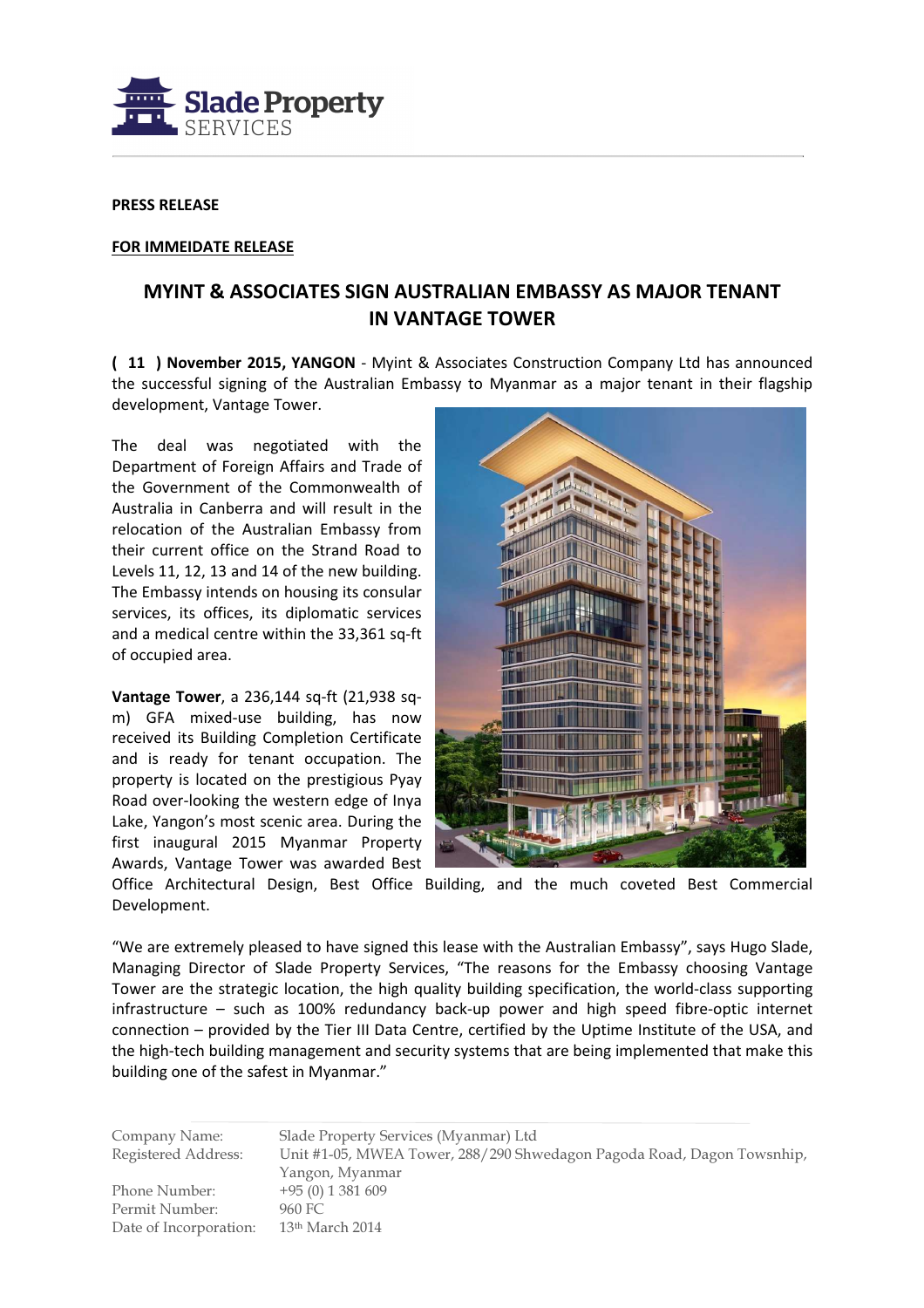**PRESS RELEASE**

**FOR IMMEIDATE RELEASE**

## MYINT & ASSOCIATES SIGN AUSTRALIAN EMBASSY AS MAJOR TENANT IN VANTAGE TOWER

**( 11 ) November 2015, YANGON** - Myint & Associates Construction Company Ltd has announced the successful signing of the Australian Embassy to Myanmar as a major tenant in their flagship development, Vantage Tower.

The deal was negotiated with the Department of Foreign Affairs and Trade of the Government of the Commonwealth of Australia in Canberra and will result in the relocation of the Australian Embassy from their current office on the Strand Road to Levels 11, 12, 13 and 14 of the new building. The Embassy intends on housing its consular services, its offices, its diplomatic services and a medical centre within the 33,361 sq-ft of occupied area.

**Vantage Tower**, a 236,144 sq-ft (21,938 sq-m) GFA mixed-use building, has now received its Building Completion Certificate and is ready for tenant occupation. The property is located on the prestigious Pyay Road over-looking the western edge of Inya Lake, Yangon's most scenic area. During the first inaugural 2015 Myanmar Property Awards, Vantage Tower was awarded Best Office Architectural Design, Best Office Building, and the much coveted Best Commercial Development.

"We are extremely pleased to have signed this lease with the Australian Embassy", says Hugo Slade, Managing Director of Slade Property Services, "The reasons for the Embassy choosing Vantage Tower are the strategic location, the high quality building specification, the world-class supporting infrastructure – such as 100% redundancy back-up power and high speed fibre-optic internet connection – provided by the Tier III Data Centre, certified by the Uptime Institute of the USA, and the high-tech building management and security systems that are being implemented that make this building one of the safest in Myanmar."

| | |
|---|---|
| Company Name: | Slade Property Services (Myanmar) Ltd |
| Registered Address: | Unit #1-05, MWEA Tower, 288/290 Shwedagon Pagoda Road, Dagon Towsnhip, Yangon, Myanmar |
| Phone Number: | +95 (0) 1 381 609 |
| Permit Number: | 960 FC |
| Date of Incorporation: | 13th March 2014 |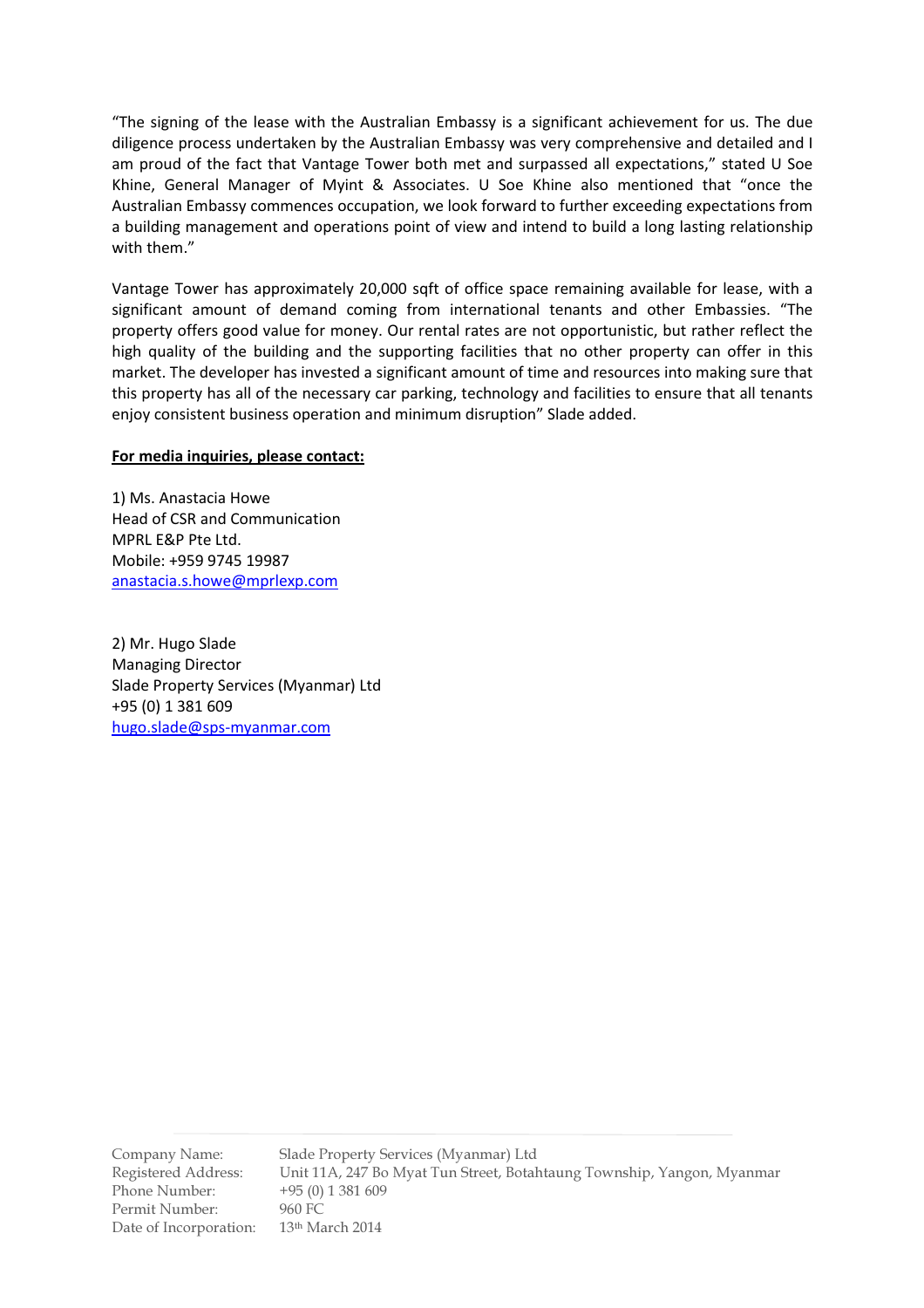"The signing of the lease with the Australian Embassy is a significant achievement for us. The due diligence process undertaken by the Australian Embassy was very comprehensive and detailed and I am proud of the fact that Vantage Tower both met and surpassed all expectations," stated U Soe Khine, General Manager of Myint & Associates. U Soe Khine also mentioned that "once the Australian Embassy commences occupation, we look forward to further exceeding expectations from a building management and operations point of view and intend to build a long lasting relationship with them."

Vantage Tower has approximately 20,000 sqft of office space remaining available for lease, with a significant amount of demand coming from international tenants and other Embassies. "The property offers good value for money. Our rental rates are not opportunistic, but rather reflect the high quality of the building and the supporting facilities that no other property can offer in this market. The developer has invested a significant amount of time and resources into making sure that this property has all of the necessary car parking, technology and facilities to ensure that all tenants enjoy consistent business operation and minimum disruption" Slade added.

**For media inquiries, please contact:**

1) Ms. Anastacia Howe
Head of CSR and Communication
MPRL E&P Pte Ltd.
Mobile: +959 9745 19987
anastacia.s.howe@mprlexp.com

2) Mr. Hugo Slade
Managing Director
Slade Property Services (Myanmar) Ltd
+95 (0) 1 381 609
hugo.slade@sps-myanmar.com

| | |
|---|---|
| Company Name: | Slade Property Services (Myanmar) Ltd |
| Registered Address: | Unit 11A, 247 Bo Myat Tun Street, Botahtaung Township, Yangon, Myanmar |
| Phone Number: | +95 (0) 1 381 609 |
| Permit Number: | 960 FC |
| Date of Incorporation: | 13th March 2014 |